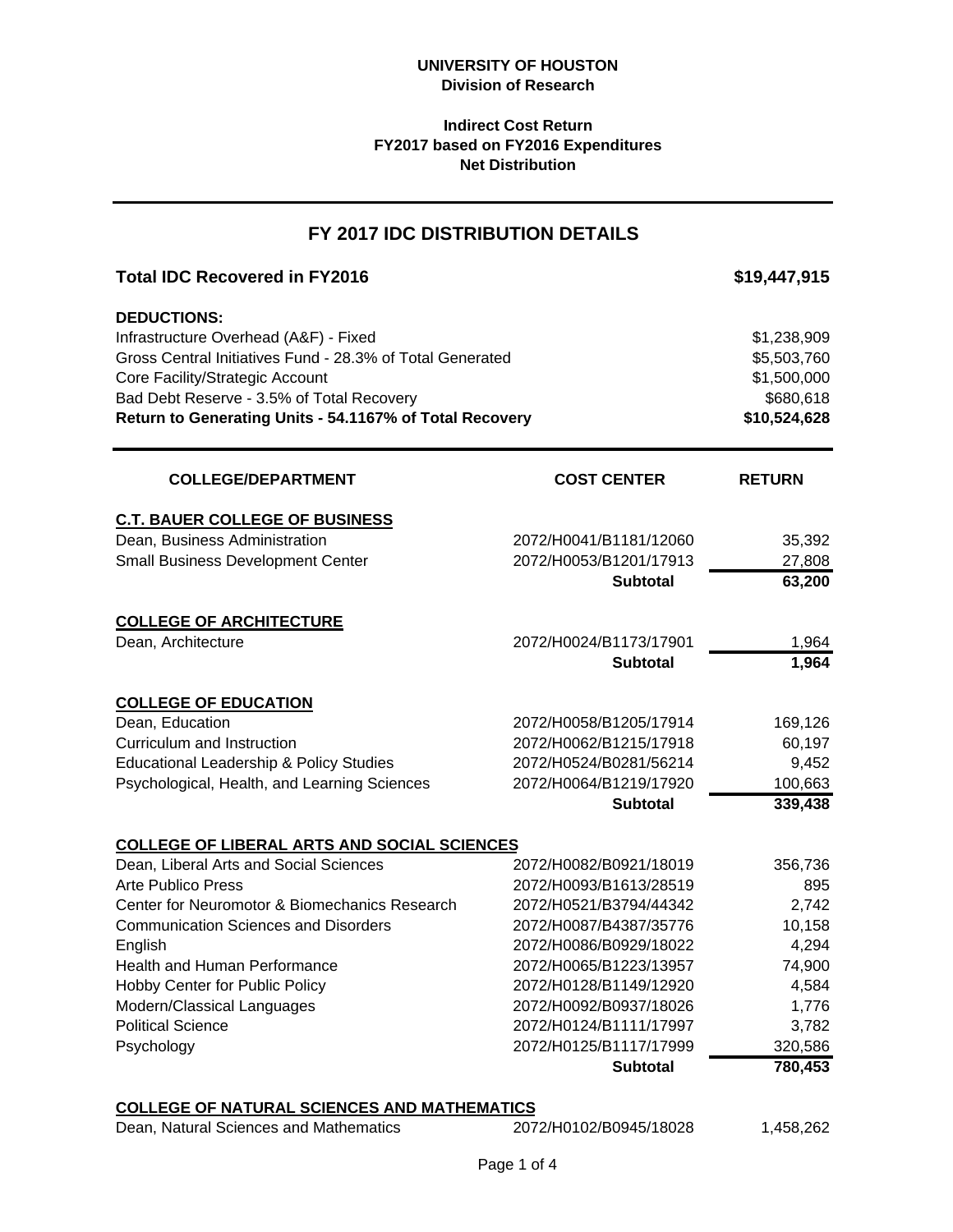**UNIVERSITY OF HOUSTON**
**Division of Research**

**Indirect Cost Return**
**FY2017 based on FY2016 Expenditures**
**Net Distribution**

## FY 2017 IDC DISTRIBUTION DETAILS

| **Total IDC Recovered in FY2016** | **$19,447,915** |
|---|---|
| **DEDUCTIONS:** | |
| Infrastructure Overhead (A&F) - Fixed | $1,238,909 |
| Gross Central Initiatives Fund - 28.3% of Total Generated | $5,503,760 |
| Core Facility/Strategic Account | $1,500,000 |
| Bad Debt Reserve - 3.5% of Total Recovery | $680,618 |
| **Return to Generating Units - 54.1167% of Total Recovery** | **$10,524,628** |

| COLLEGE/DEPARTMENT | COST CENTER | RETURN |
|---|---|---|
| **C.T. BAUER COLLEGE OF BUSINESS** | | |
| Dean, Business Administration | 2072/H0041/B1181/12060 | 35,392 |
| Small Business Development Center | 2072/H0053/B1201/17913 | 27,808 |
| | **Subtotal** | **63,200** |
| **COLLEGE OF ARCHITECTURE** | | |
| Dean, Architecture | 2072/H0024/B1173/17901 | 1,964 |
| | **Subtotal** | **1,964** |
| **COLLEGE OF EDUCATION** | | |
| Dean, Education | 2072/H0058/B1205/17914 | 169,126 |
| Curriculum and Instruction | 2072/H0062/B1215/17918 | 60,197 |
| Educational Leadership & Policy Studies | 2072/H0524/B0281/56214 | 9,452 |
| Psychological, Health, and Learning Sciences | 2072/H0064/B1219/17920 | 100,663 |
| | **Subtotal** | **339,438** |
| **COLLEGE OF LIBERAL ARTS AND SOCIAL SCIENCES** | | |
| Dean, Liberal Arts and Social Sciences | 2072/H0082/B0921/18019 | 356,736 |
| Arte Publico Press | 2072/H0093/B1613/28519 | 895 |
| Center for Neuromotor & Biomechanics Research | 2072/H0521/B3794/44342 | 2,742 |
| Communication Sciences and Disorders | 2072/H0087/B4387/35776 | 10,158 |
| English | 2072/H0086/B0929/18022 | 4,294 |
| Health and Human Performance | 2072/H0065/B1223/13957 | 74,900 |
| Hobby Center for Public Policy | 2072/H0128/B1149/12920 | 4,584 |
| Modern/Classical Languages | 2072/H0092/B0937/18026 | 1,776 |
| Political Science | 2072/H0124/B1111/17997 | 3,782 |
| Psychology | 2072/H0125/B1117/17999 | 320,586 |
| | **Subtotal** | **780,453** |
| **COLLEGE OF NATURAL SCIENCES AND MATHEMATICS** | | |
| Dean, Natural Sciences and Mathematics | 2072/H0102/B0945/18028 | 1,458,262 |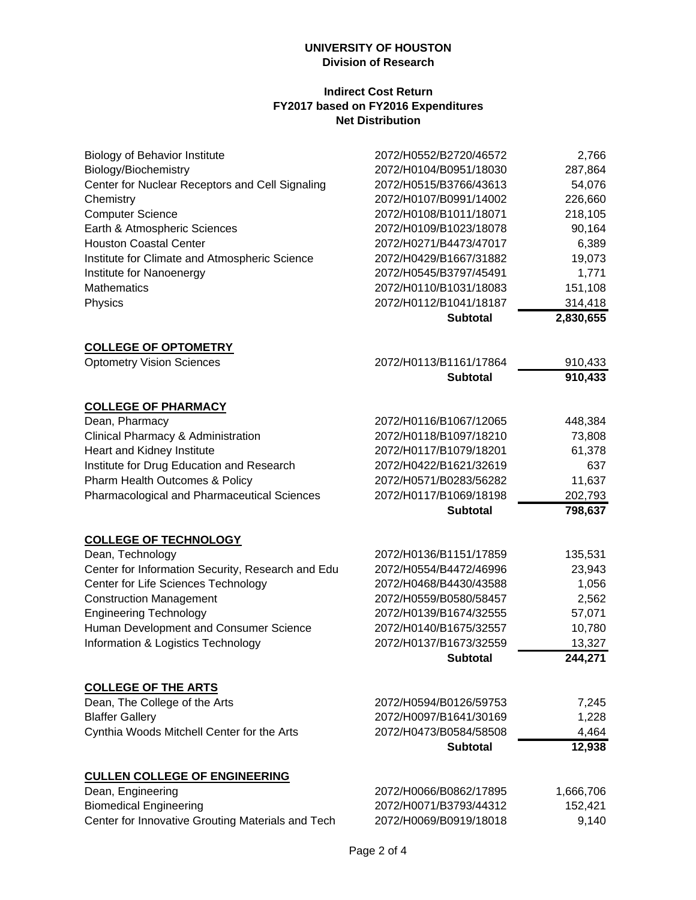**UNIVERSITY OF HOUSTON**
**Division of Research**

**Indirect Cost Return**
**FY2017 based on FY2016 Expenditures**
**Net Distribution**

| Department | Account | Amount |
|---|---|---|
| Biology of Behavior Institute | 2072/H0552/B2720/46572 | 2,766 |
| Biology/Biochemistry | 2072/H0104/B0951/18030 | 287,864 |
| Center for Nuclear Receptors and Cell Signaling | 2072/H0515/B3766/43613 | 54,076 |
| Chemistry | 2072/H0107/B0991/14002 | 226,660 |
| Computer Science | 2072/H0108/B1011/18071 | 218,105 |
| Earth & Atmospheric Sciences | 2072/H0109/B1023/18078 | 90,164 |
| Houston Coastal Center | 2072/H0271/B4473/47017 | 6,389 |
| Institute for Climate and Atmospheric Science | 2072/H0429/B1667/31882 | 19,073 |
| Institute for Nanoenergy | 2072/H0545/B3797/45491 | 1,771 |
| Mathematics | 2072/H0110/B1031/18083 | 151,108 |
| Physics | 2072/H0112/B1041/18187 | 314,418 |
| | **Subtotal** | **2,830,655** |

**COLLEGE OF OPTOMETRY**

| Department | Account | Amount |
|---|---|---|
| Optometry Vision Sciences | 2072/H0113/B1161/17864 | 910,433 |
| | **Subtotal** | **910,433** |

**COLLEGE OF PHARMACY**

| Department | Account | Amount |
|---|---|---|
| Dean, Pharmacy | 2072/H0116/B1067/12065 | 448,384 |
| Clinical Pharmacy & Administration | 2072/H0118/B1097/18210 | 73,808 |
| Heart and Kidney Institute | 2072/H0117/B1079/18201 | 61,378 |
| Institute for Drug Education and Research | 2072/H0422/B1621/32619 | 637 |
| Pharm Health Outcomes & Policy | 2072/H0571/B0283/56282 | 11,637 |
| Pharmacological and Pharmaceutical Sciences | 2072/H0117/B1069/18198 | 202,793 |
| | **Subtotal** | **798,637** |

**COLLEGE OF TECHNOLOGY**

| Department | Account | Amount |
|---|---|---|
| Dean, Technology | 2072/H0136/B1151/17859 | 135,531 |
| Center for Information Security, Research and Edu | 2072/H0554/B4472/46996 | 23,943 |
| Center for Life Sciences Technology | 2072/H0468/B4430/43588 | 1,056 |
| Construction Management | 2072/H0559/B0580/58457 | 2,562 |
| Engineering Technology | 2072/H0139/B1674/32555 | 57,071 |
| Human Development and Consumer Science | 2072/H0140/B1675/32557 | 10,780 |
| Information & Logistics Technology | 2072/H0137/B1673/32559 | 13,327 |
| | **Subtotal** | **244,271** |

**COLLEGE OF THE ARTS**

| Department | Account | Amount |
|---|---|---|
| Dean, The College of the Arts | 2072/H0594/B0126/59753 | 7,245 |
| Blaffer Gallery | 2072/H0097/B1641/30169 | 1,228 |
| Cynthia Woods Mitchell Center for the Arts | 2072/H0473/B0584/58508 | 4,464 |
| | **Subtotal** | **12,938** |

**CULLEN COLLEGE OF ENGINEERING**

| Department | Account | Amount |
|---|---|---|
| Dean, Engineering | 2072/H0066/B0862/17895 | 1,666,706 |
| Biomedical Engineering | 2072/H0071/B3793/44312 | 152,421 |
| Center for Innovative Grouting Materials and Tech | 2072/H0069/B0919/18018 | 9,140 |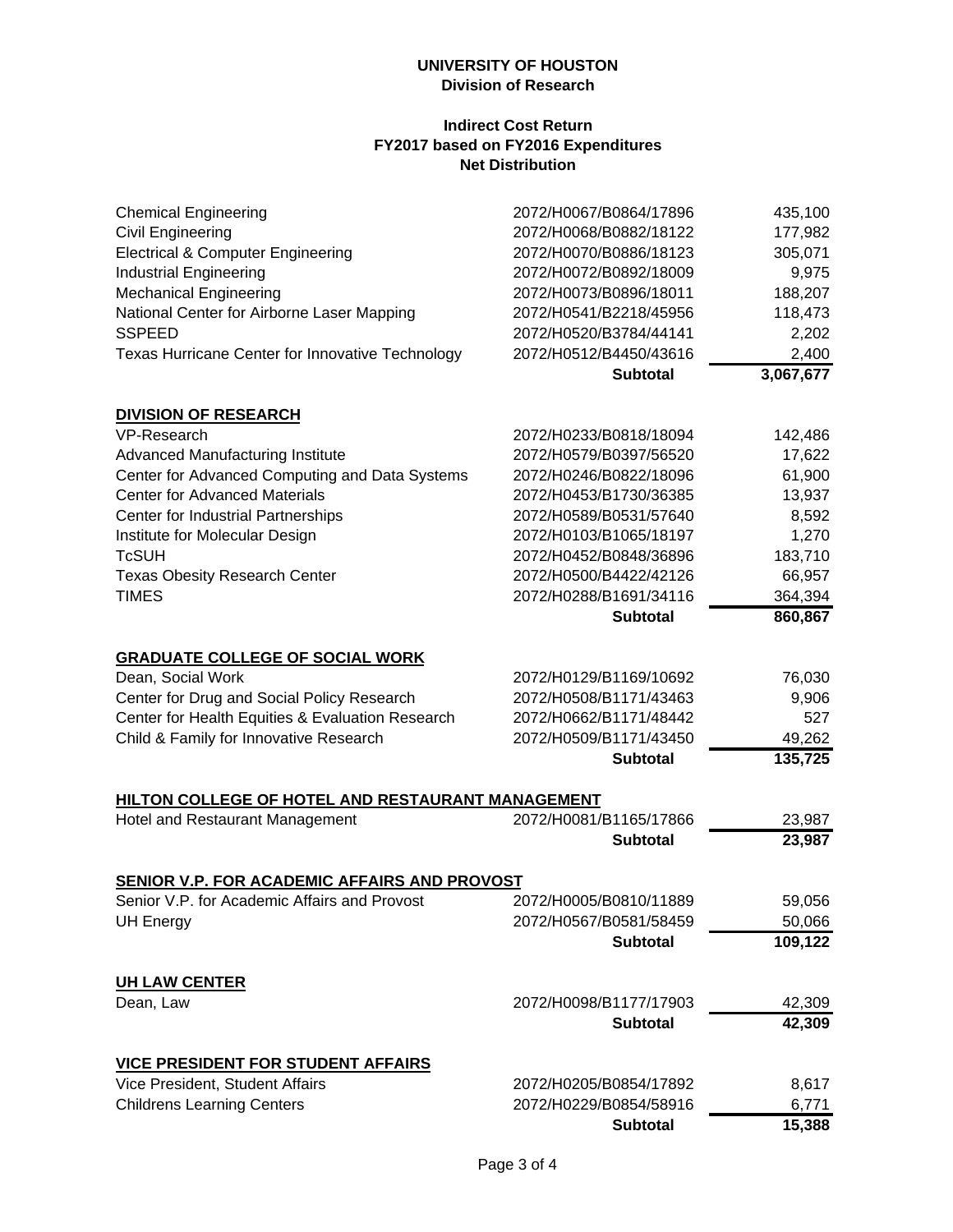**UNIVERSITY OF HOUSTON**
**Division of Research**

**Indirect Cost Return**
**FY2017 based on FY2016 Expenditures**
**Net Distribution**

| | | |
|---|---|---|
| Chemical Engineering | 2072/H0067/B0864/17896 | 435,100 |
| Civil Engineering | 2072/H0068/B0882/18122 | 177,982 |
| Electrical & Computer Engineering | 2072/H0070/B0886/18123 | 305,071 |
| Industrial Engineering | 2072/H0072/B0892/18009 | 9,975 |
| Mechanical Engineering | 2072/H0073/B0896/18011 | 188,207 |
| National Center for Airborne Laser Mapping | 2072/H0541/B2218/45956 | 118,473 |
| SSPEED | 2072/H0520/B3784/44141 | 2,202 |
| Texas Hurricane Center for Innovative Technology | 2072/H0512/B4450/43616 | 2,400 |
| | **Subtotal** | **3,067,677** |

**DIVISION OF RESEARCH**

| | | |
|---|---|---|
| VP-Research | 2072/H0233/B0818/18094 | 142,486 |
| Advanced Manufacturing Institute | 2072/H0579/B0397/56520 | 17,622 |
| Center for Advanced Computing and Data Systems | 2072/H0246/B0822/18096 | 61,900 |
| Center for Advanced Materials | 2072/H0453/B1730/36385 | 13,937 |
| Center for Industrial Partnerships | 2072/H0589/B0531/57640 | 8,592 |
| Institute for Molecular Design | 2072/H0103/B1065/18197 | 1,270 |
| TcSUH | 2072/H0452/B0848/36896 | 183,710 |
| Texas Obesity Research Center | 2072/H0500/B4422/42126 | 66,957 |
| TIMES | 2072/H0288/B1691/34116 | 364,394 |
| | **Subtotal** | **860,867** |

**GRADUATE COLLEGE OF SOCIAL WORK**

| | | |
|---|---|---|
| Dean, Social Work | 2072/H0129/B1169/10692 | 76,030 |
| Center for Drug and Social Policy Research | 2072/H0508/B1171/43463 | 9,906 |
| Center for Health Equities & Evaluation Research | 2072/H0662/B1171/48442 | 527 |
| Child & Family for Innovative Research | 2072/H0509/B1171/43450 | 49,262 |
| | **Subtotal** | **135,725** |

**HILTON COLLEGE OF HOTEL AND RESTAURANT MANAGEMENT**

| | | |
|---|---|---|
| Hotel and Restaurant Management | 2072/H0081/B1165/17866 | 23,987 |
| | **Subtotal** | **23,987** |

**SENIOR V.P. FOR ACADEMIC AFFAIRS AND PROVOST**

| | | |
|---|---|---|
| Senior V.P. for Academic Affairs and Provost | 2072/H0005/B0810/11889 | 59,056 |
| UH Energy | 2072/H0567/B0581/58459 | 50,066 |
| | **Subtotal** | **109,122** |

**UH LAW CENTER**

| | | |
|---|---|---|
| Dean, Law | 2072/H0098/B1177/17903 | 42,309 |
| | **Subtotal** | **42,309** |

**VICE PRESIDENT FOR STUDENT AFFAIRS**

| | | |
|---|---|---|
| Vice President, Student Affairs | 2072/H0205/B0854/17892 | 8,617 |
| Childrens Learning Centers | 2072/H0229/B0854/58916 | 6,771 |
| | **Subtotal** | **15,388** |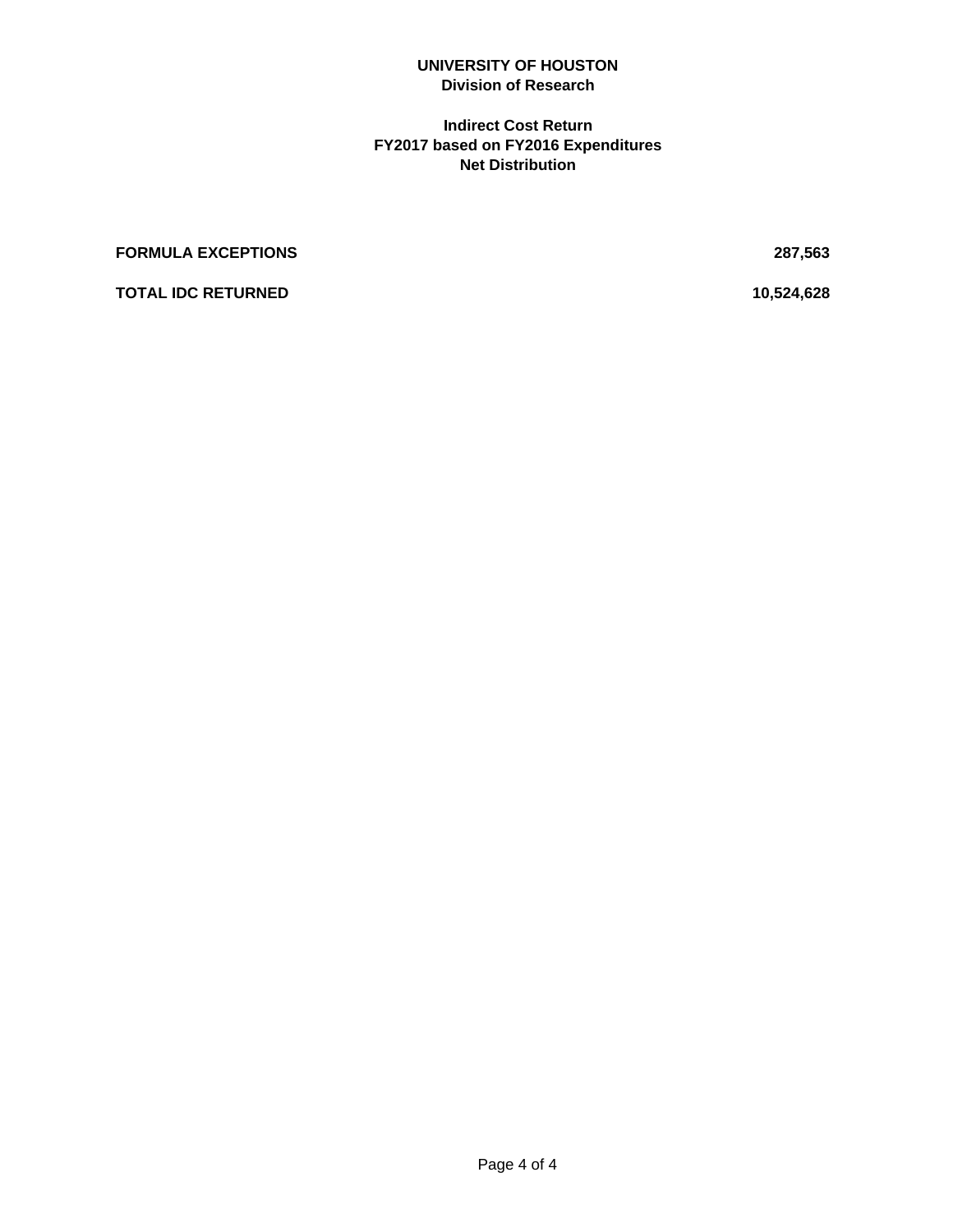**UNIVERSITY OF HOUSTON**
**Division of Research**

**Indirect Cost Return**
**FY2017 based on FY2016 Expenditures**
**Net Distribution**

| | |
|---|---|
| **FORMULA EXCEPTIONS** | **287,563** |
| **TOTAL IDC RETURNED** | **10,524,628** |